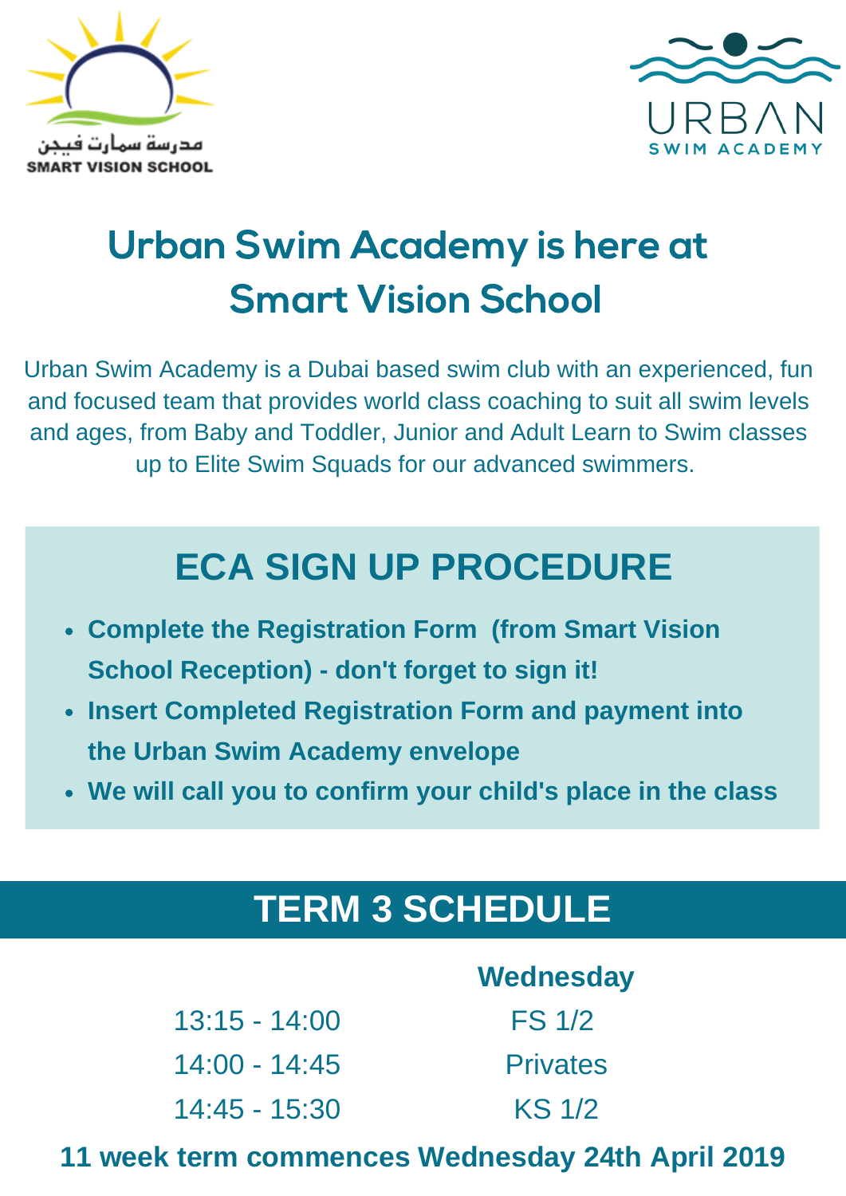مدرسة سمارت فيجن
SMART VISION SCHOOL

URBAN
SWIM ACADEMY

# Urban Swim Academy is here at Smart Vision School

Urban Swim Academy is a Dubai based swim club with an experienced, fun and focused team that provides world class coaching to suit all swim levels and ages, from Baby and Toddler, Junior and Adult Learn to Swim classes up to Elite Swim Squads for our advanced swimmers.

## ECA SIGN UP PROCEDURE

- **Complete the Registration Form (from Smart Vision School Reception) - don't forget to sign it!**
- **Insert Completed Registration Form and payment into the Urban Swim Academy envelope**
- **We will call you to confirm your child's place in the class**

## TERM 3 SCHEDULE

| | **Wednesday** |
|---|---|
| 13:15 - 14:00 | FS 1/2 |
| 14:00 - 14:45 | Privates |
| 14:45 - 15:30 | KS 1/2 |

**11 week term commences Wednesday 24th April 2019**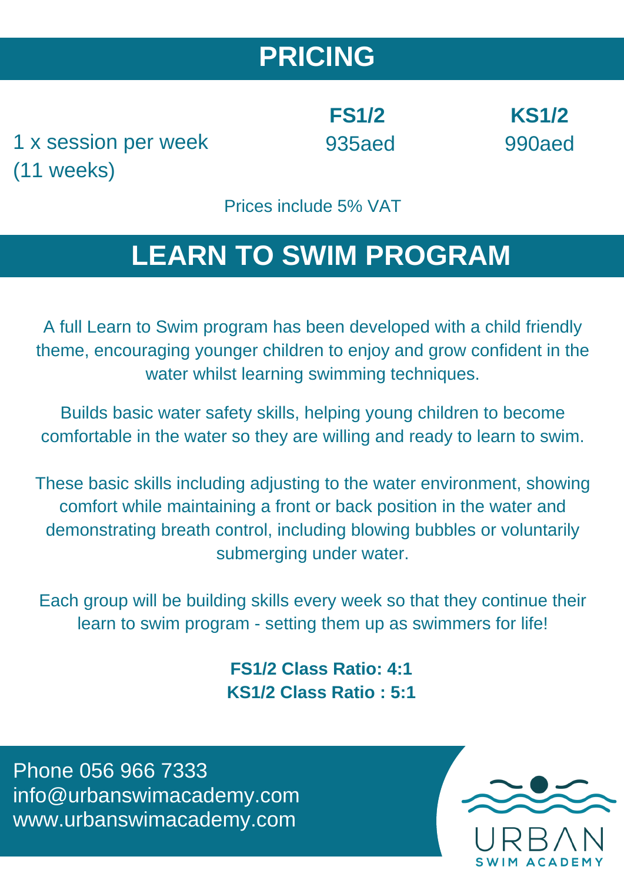## PRICING

| | FS1/2 | KS1/2 |
|---|---|---|
| 1 x session per week (11 weeks) | 935aed | 990aed |

Prices include 5% VAT

## LEARN TO SWIM PROGRAM

A full Learn to Swim program has been developed with a child friendly theme, encouraging younger children to enjoy and grow confident in the water whilst learning swimming techniques.

Builds basic water safety skills, helping young children to become comfortable in the water so they are willing and ready to learn to swim.

These basic skills including adjusting to the water environment, showing comfort while maintaining a front or back position in the water and demonstrating breath control, including blowing bubbles or voluntarily submerging under water.

Each group will be building skills every week so that they continue their learn to swim program - setting them up as swimmers for life!

**FS1/2 Class Ratio: 4:1**
**KS1/2 Class Ratio : 5:1**

Phone 056 966 7333
info@urbanswimacademy.com
www.urbanswimacademy.com

URBAN SWIM ACADEMY